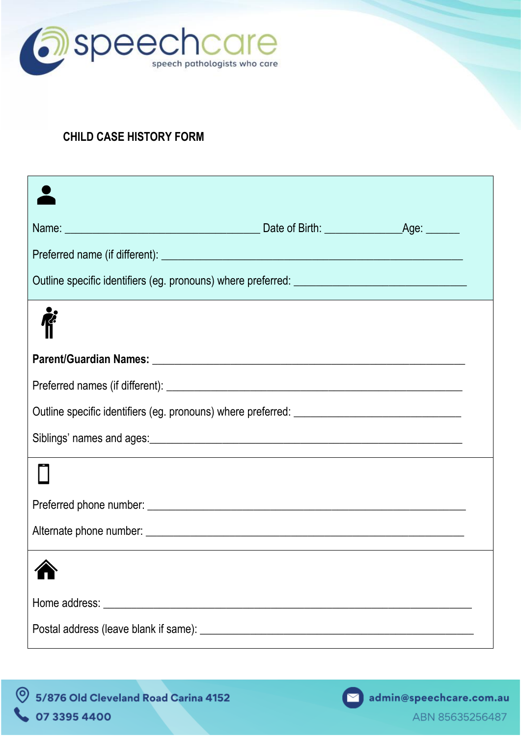speechcare

speech pathologists who care

# CHILD CASE HISTORY FORM

Name: ___________________________________ Date of Birth: _____________Age: ______

Preferred name (if different): ______________________________________________________

Outline specific identifiers (eg. pronouns) where preferred: _______________________________

**Parent/Guardian Names:** _______________________________________________________

Preferred names (if different): ____________________________________________________

Outline specific identifiers (eg. pronouns) where preferred: ______________________________

Siblings' names and ages:________________________________________________________

Preferred phone number: ________________________________________________________

Alternate phone number: ________________________________________________________

Home address: _________________________________________________________________

Postal address (leave blank if same): _______________________________________________

5/876 Old Cleveland Road Carina 4152

07 3395 4400

admin@speechcare.com.au

ABN 85635256487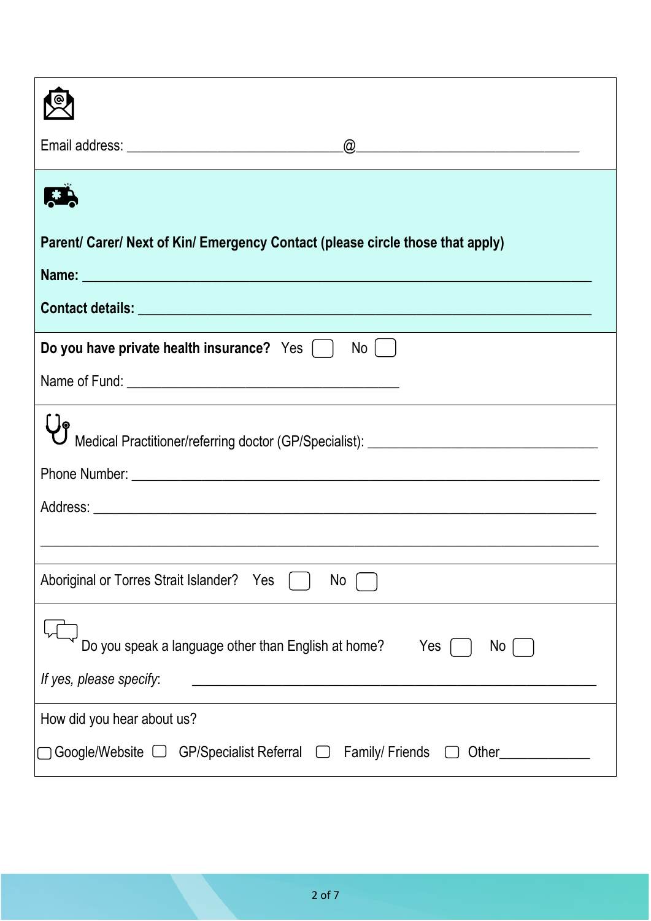Email address: ______________________________@_______________________________

**Parent/ Carer/ Next of Kin/ Emergency Contact (please circle those that apply)**

**Name:** ________________________________________________________________________

**Contact details:** __________________________________________________________________

**Do you have private health insurance?** Yes ☐ No ☐

Name of Fund: ______________________________________

Medical Practitioner/referring doctor (GP/Specialist): ________________________________

Phone Number: ________________________________________________________________

Address: _____________________________________________________________________

______________________________________________________________________________

Aboriginal or Torres Strait Islander? Yes ☐ No ☐

Do you speak a language other than English at home? Yes ☐ No ☐

*If yes, please specify*: ________________________________________________________

How did you hear about us?

☐ Google/Website ☐ GP/Specialist Referral ☐ Family/ Friends ☐ Other____________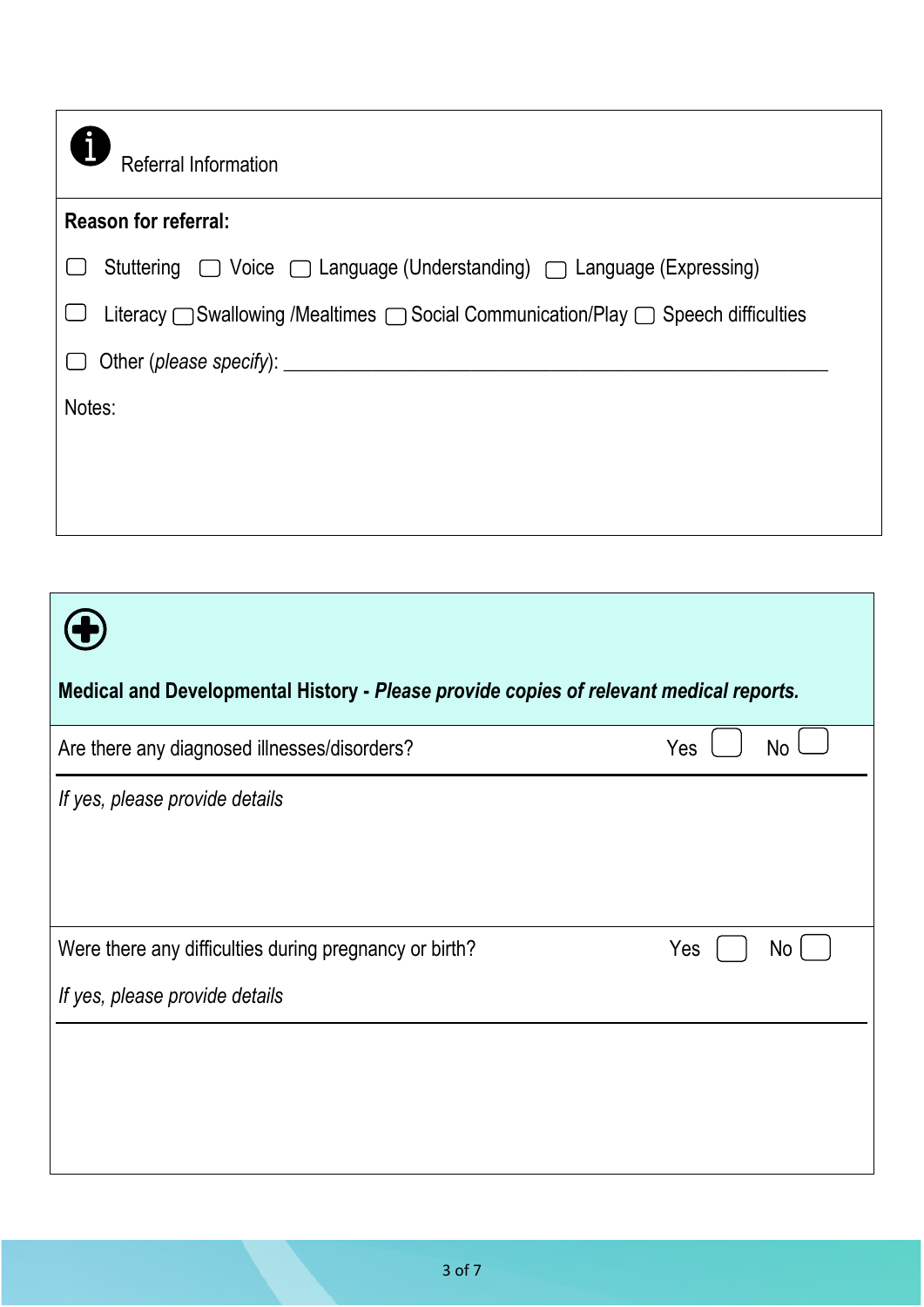## Referral Information

**Reason for referral:**

☐ Stuttering ☐ Voice ☐ Language (Understanding) ☐ Language (Expressing)

☐ Literacy ☐ Swallowing /Mealtimes ☐ Social Communication/Play ☐ Speech difficulties

☐ Other (*please specify*): ____________________________________________________________

Notes:

## Medical and Developmental History - *Please provide copies of relevant medical reports.*

Are there any diagnosed illnesses/disorders? Yes ☐ No ☐

*If yes, please provide details*

Were there any difficulties during pregnancy or birth? Yes ☐ No ☐

*If yes, please provide details*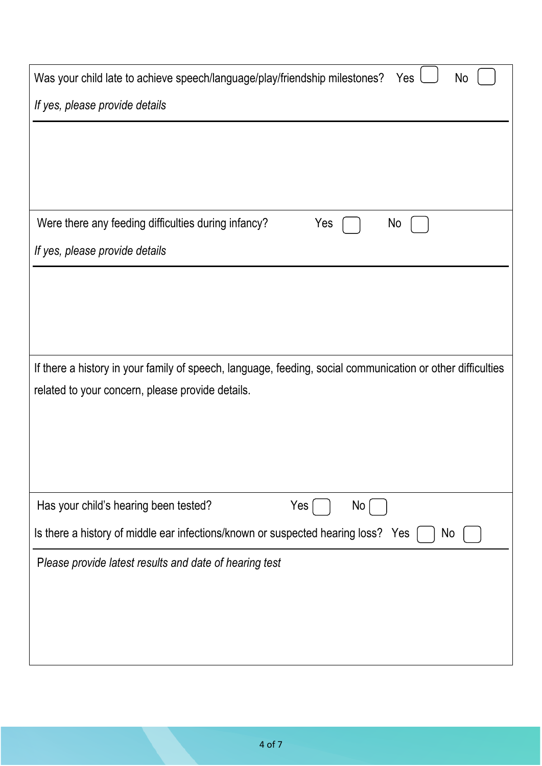Was your child late to achieve speech/language/play/friendship milestones? Yes ☐ No ☐

*If yes, please provide details*

---

Were there any feeding difficulties during infancy? Yes ☐ No ☐

*If yes, please provide details*

---

If there a history in your family of speech, language, feeding, social communication or other difficulties related to your concern, please provide details.

---

Has your child's hearing been tested? Yes ☐ No ☐

Is there a history of middle ear infections/known or suspected hearing loss? Yes ☐ No ☐

*Please provide latest results and date of hearing test*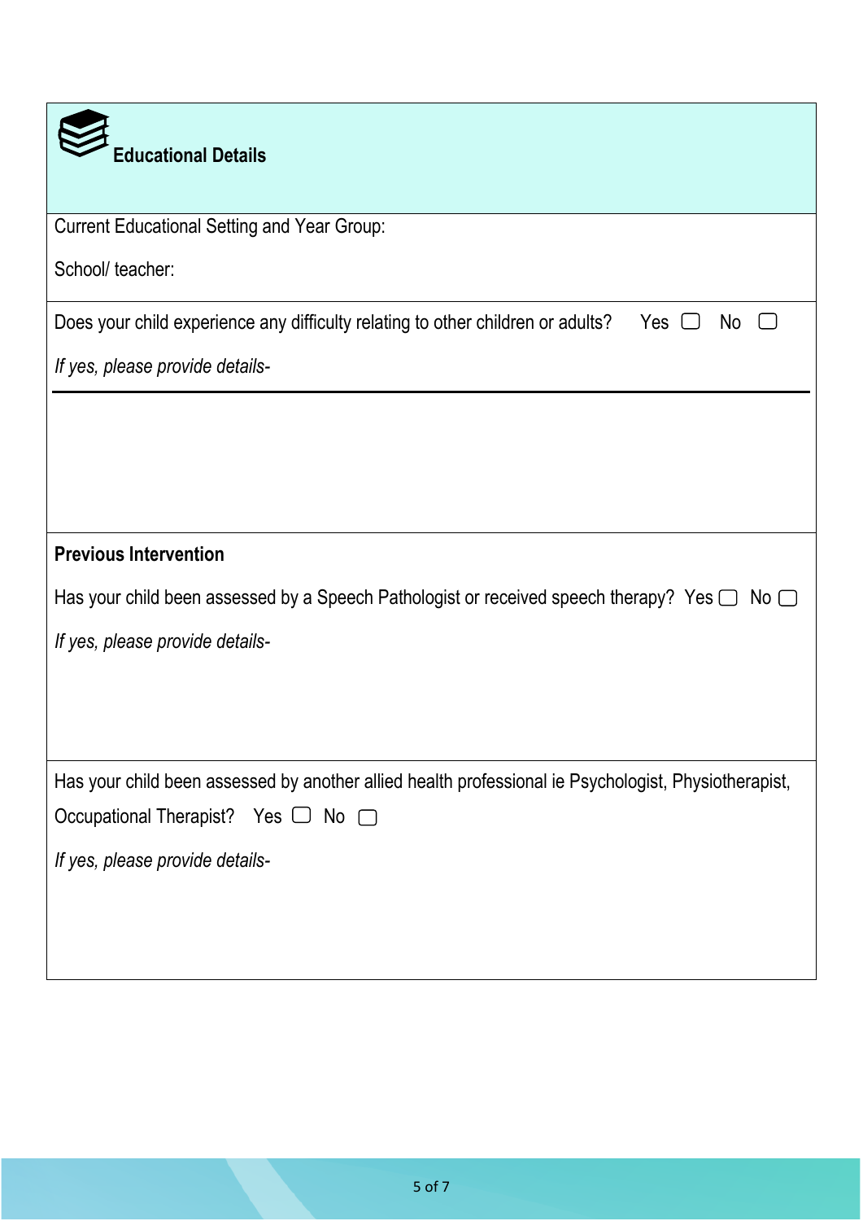## Educational Details

Current Educational Setting and Year Group:

School/ teacher:

Does your child experience any difficulty relating to other children or adults? Yes ☐ No ☐

*If yes, please provide details-*

**Previous Intervention**

Has your child been assessed by a Speech Pathologist or received speech therapy? Yes ☐ No ☐

*If yes, please provide details-*

Has your child been assessed by another allied health professional ie Psychologist, Physiotherapist, Occupational Therapist? Yes ☐ No ☐

*If yes, please provide details-*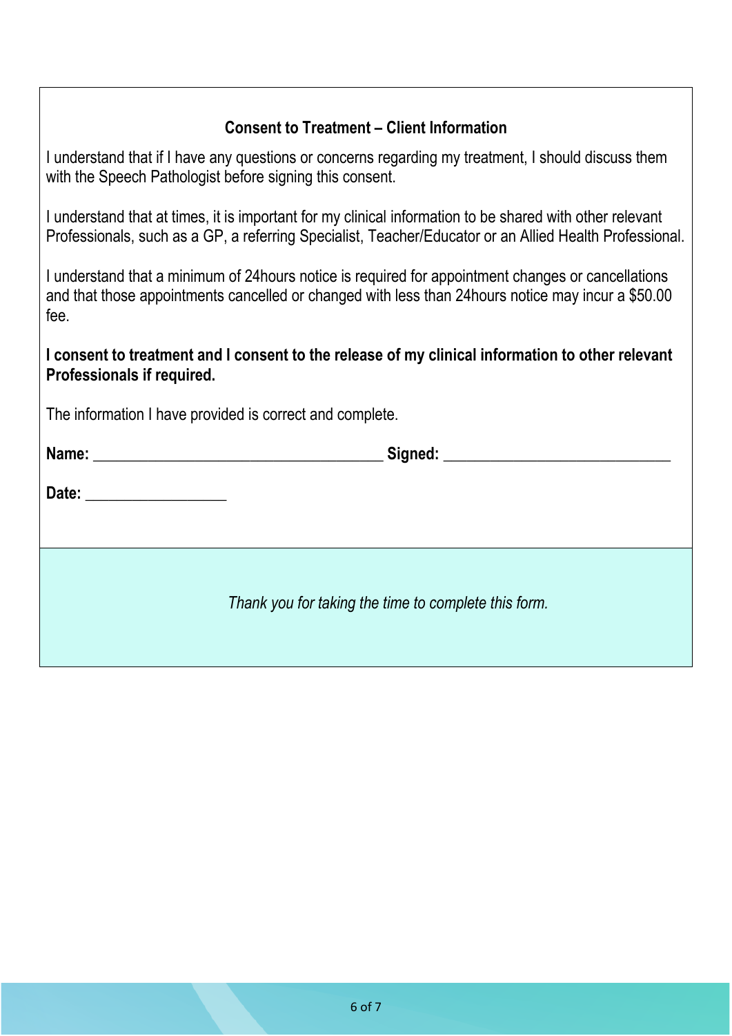## Consent to Treatment – Client Information

I understand that if I have any questions or concerns regarding my treatment, I should discuss them with the Speech Pathologist before signing this consent.

I understand that at times, it is important for my clinical information to be shared with other relevant Professionals, such as a GP, a referring Specialist, Teacher/Educator or an Allied Health Professional.

I understand that a minimum of 24hours notice is required for appointment changes or cancellations and that those appointments cancelled or changed with less than 24hours notice may incur a $50.00 fee.

**I consent to treatment and I consent to the release of my clinical information to other relevant Professionals if required.**

The information I have provided is correct and complete.

**Name:** ____________________________________ **Signed:** ____________________________

**Date:** _________________

*Thank you for taking the time to complete this form.*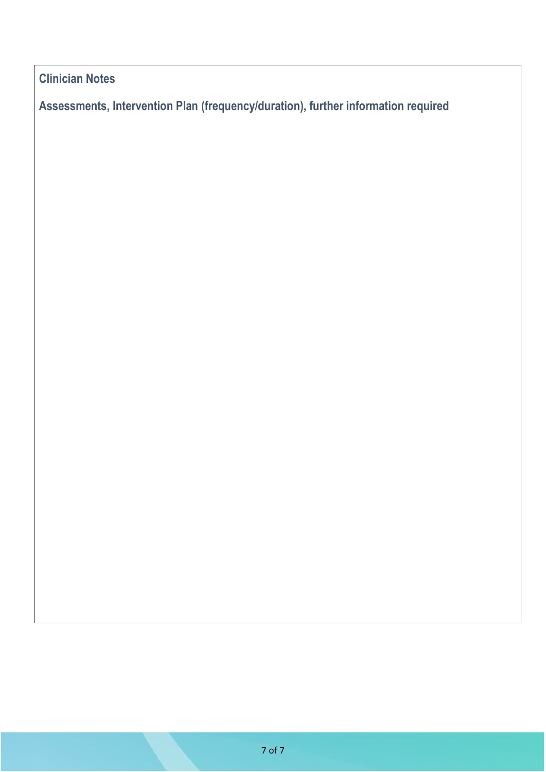**Clinician Notes**

**Assessments, Intervention Plan (frequency/duration), further information required**